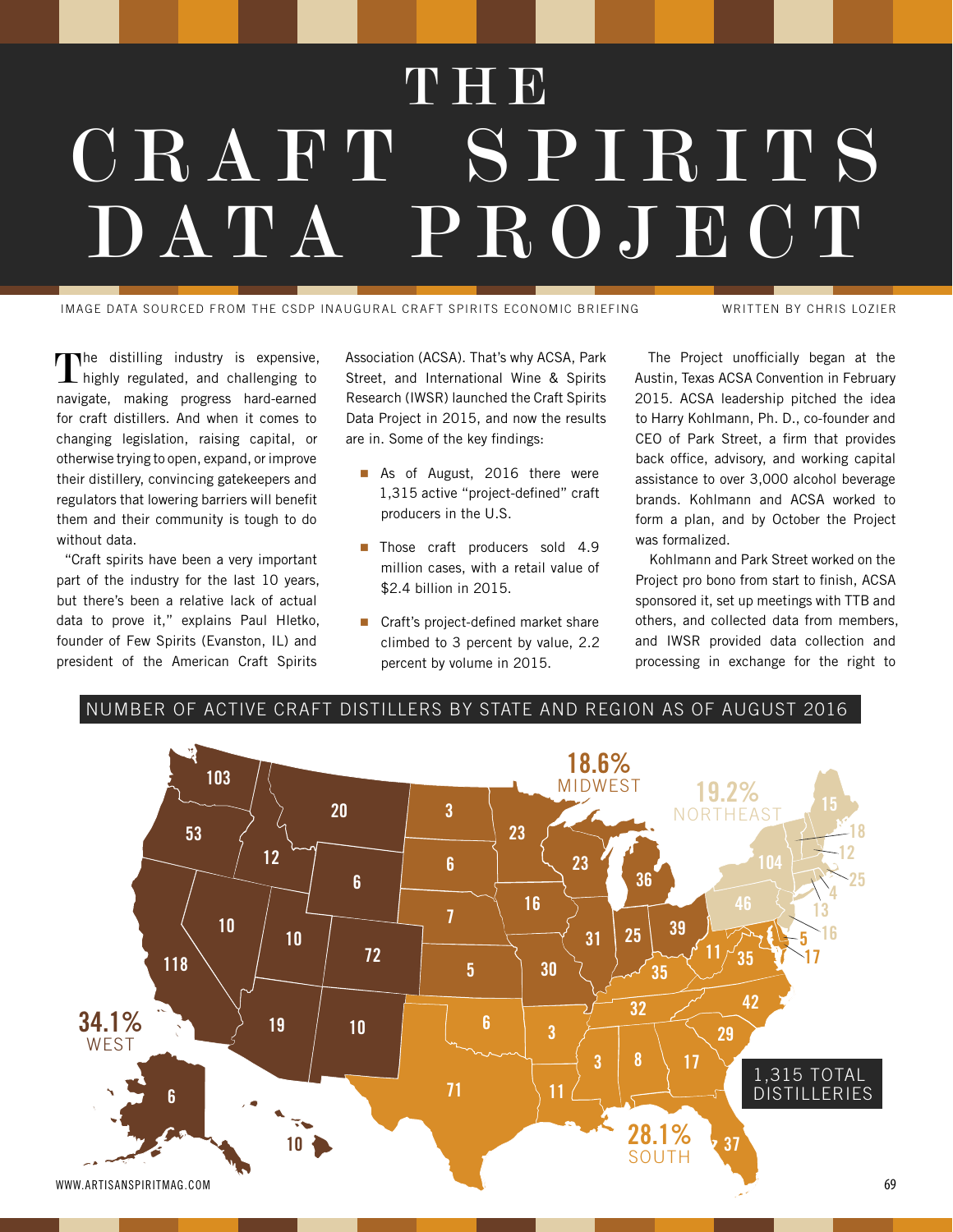# THE CRAFT SPIRITS DATA PROJECT

IMAGE DATA SOURCED FROM THE CSDP INAUGURAL CRAFT SPIRITS ECONOMIC BRIEFING

WRITTEN BY CHRIS LOZIER

The distilling industry is expensive, highly regulated, and challenging to navigate, making progress hard-earned for craft distillers. And when it comes to changing legislation, raising capital, or otherwise trying to open, expand, or improve their distillery, convincing gatekeepers and regulators that lowering barriers will benefit them and their community is tough to do without data.

"Craft spirits have been a very important part of the industry for the last 10 years, but there's been a relative lack of actual data to prove it," explains Paul Hletko, founder of Few Spirits (Evanston, IL) and president of the American Craft Spirits Association (ACSA). That's why ACSA, Park Street, and International Wine & Spirits Research (IWSR) launched the Craft Spirits Data Project in 2015, and now the results are in. Some of the key findings:

- As of August, 2016 there were 1,315 active "project-defined" craft producers in the U.S.
- Those craft producers sold 4.9 million cases, with a retail value of $2.4 billion in 2015.
- Craft's project-defined market share climbed to 3 percent by value, 2.2 percent by volume in 2015.

The Project unofficially began at the Austin, Texas ACSA Convention in February 2015. ACSA leadership pitched the idea to Harry Kohlmann, Ph. D., co-founder and CEO of Park Street, a firm that provides back office, advisory, and working capital assistance to over 3,000 alcohol beverage brands. Kohlmann and ACSA worked to form a plan, and by October the Project was formalized.

Kohlmann and Park Street worked on the Project pro bono from start to finish, ACSA sponsored it, set up meetings with TTB and others, and collected data from members, and IWSR provided data collection and processing in exchange for the right to

## NUMBER OF ACTIVE CRAFT DISTILLERS BY STATE AND REGION AS OF AUGUST 2016

34.1% WEST

18.6% MIDWEST

19.2% NORTHEAST

28.1% SOUTH

1,315 TOTAL DISTILLERIES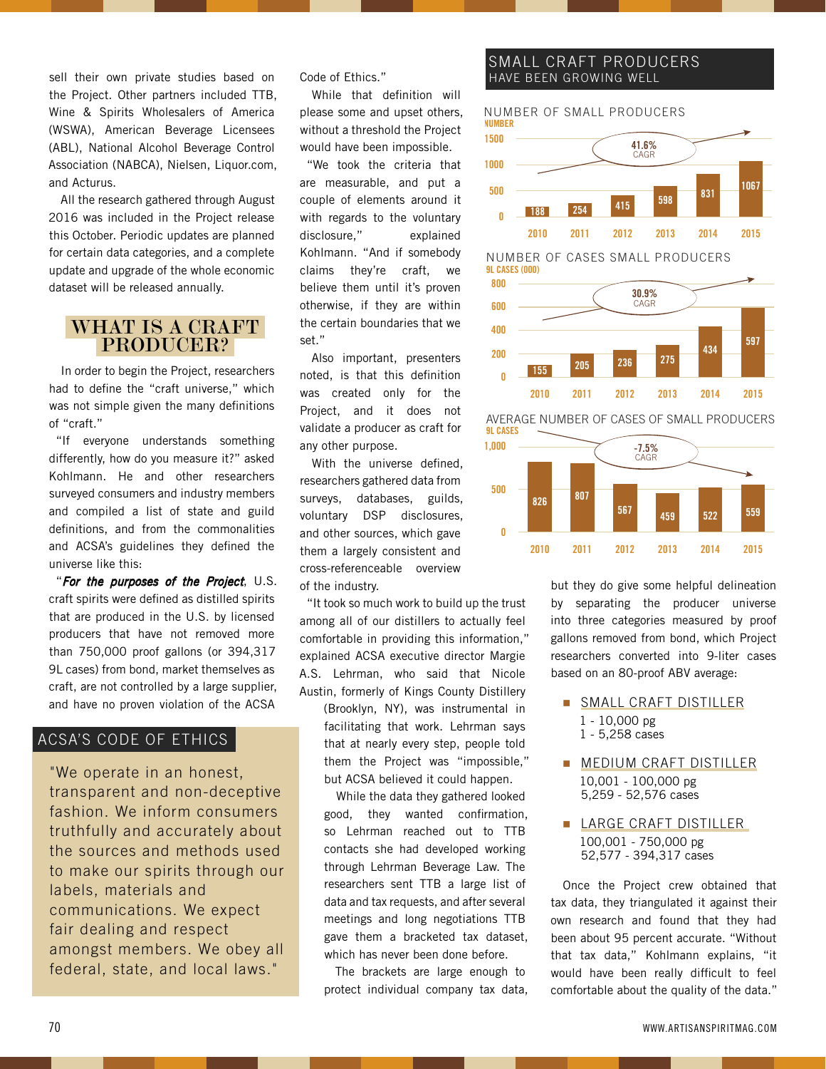sell their own private studies based on the Project. Other partners included TTB, Wine & Spirits Wholesalers of America (WSWA), American Beverage Licensees (ABL), National Alcohol Beverage Control Association (NABCA), Nielsen, Liquor.com, and Acturus.

All the research gathered through August 2016 was included in the Project release this October. Periodic updates are planned for certain data categories, and a complete update and upgrade of the whole economic dataset will be released annually.

## WHAT IS A CRAFT PRODUCER?

In order to begin the Project, researchers had to define the "craft universe," which was not simple given the many definitions of "craft."

"If everyone understands something differently, how do you measure it?" asked Kohlmann. He and other researchers surveyed consumers and industry members and compiled a list of state and guild definitions, and from the commonalities and ACSA's guidelines they defined the universe like this:

"***For the purposes of the Project***, U.S. craft spirits were defined as distilled spirits that are produced in the U.S. by licensed producers that have not removed more than 750,000 proof gallons (or 394,317 9L cases) from bond, market themselves as craft, are not controlled by a large supplier, and have no proven violation of the ACSA Code of Ethics."

While that definition will please some and upset others, without a threshold the Project would have been impossible.

"We took the criteria that are measurable, and put a couple of elements around it with regards to the voluntary disclosure," explained Kohlmann. "And if somebody claims they're craft, we believe them until it's proven otherwise, if they are within the certain boundaries that we set."

Also important, presenters noted, is that this definition was created only for the Project, and it does not validate a producer as craft for any other purpose.

With the universe defined, researchers gathered data from surveys, databases, guilds, voluntary DSP disclosures, and other sources, which gave them a largely consistent and cross-referenceable overview of the industry.

"It took so much work to build up the trust among all of our distillers to actually feel comfortable in providing this information," explained ACSA executive director Margie A.S. Lehrman, who said that Nicole Austin, formerly of Kings County Distillery (Brooklyn, NY), was instrumental in facilitating that work. Lehrman says that at nearly every step, people told them the Project was "impossible," but ACSA believed it could happen.

While the data they gathered looked good, they wanted confirmation, so Lehrman reached out to TTB contacts she had developed working through Lehrman Beverage Law. The researchers sent TTB a large list of data and tax requests, and after several meetings and long negotiations TTB gave them a bracketed tax dataset, which has never been done before.

The brackets are large enough to protect individual company tax data, but they do give some helpful delineation by separating the producer universe into three categories measured by proof gallons removed from bond, which Project researchers converted into 9-liter cases based on an 80-proof ABV average:

- SMALL CRAFT DISTILLER
  1 - 10,000 pg
  1 - 5,258 cases
- MEDIUM CRAFT DISTILLER
  10,001 - 100,000 pg
  5,259 - 52,576 cases
- LARGE CRAFT DISTILLER
  100,001 - 750,000 pg
  52,577 - 394,317 cases

Once the Project crew obtained that tax data, they triangulated it against their own research and found that they had been about 95 percent accurate. "Without that tax data," Kohlmann explains, "it would have been really difficult to feel comfortable about the quality of the data."

## ACSA'S CODE OF ETHICS

"We operate in an honest, transparent and non-deceptive fashion. We inform consumers truthfully and accurately about the sources and methods used to make our spirits through our labels, materials and communications. We expect fair dealing and respect amongst members. We obey all federal, state, and local laws."

## SMALL CRAFT PRODUCERS HAVE BEEN GROWING WELL

**NUMBER OF SMALL PRODUCERS** (41.6% CAGR)

| Year | Number |
|---|---|
| 2010 | 188 |
| 2011 | 254 |
| 2012 | 415 |
| 2013 | 598 |
| 2014 | 831 |
| 2015 | 1067 |

**NUMBER OF CASES SMALL PRODUCERS** (30.9% CAGR)

| Year | 9L Cases (000) |
|---|---|
| 2010 | 155 |
| 2011 | 205 |
| 2012 | 236 |
| 2013 | 275 |
| 2014 | 434 |
| 2015 | 597 |

**AVERAGE NUMBER OF CASES OF SMALL PRODUCERS** (-7.5% CAGR)

| Year | 9L Cases |
|---|---|
| 2010 | 826 |
| 2011 | 807 |
| 2012 | 567 |
| 2013 | 459 |
| 2014 | 522 |
| 2015 | 559 |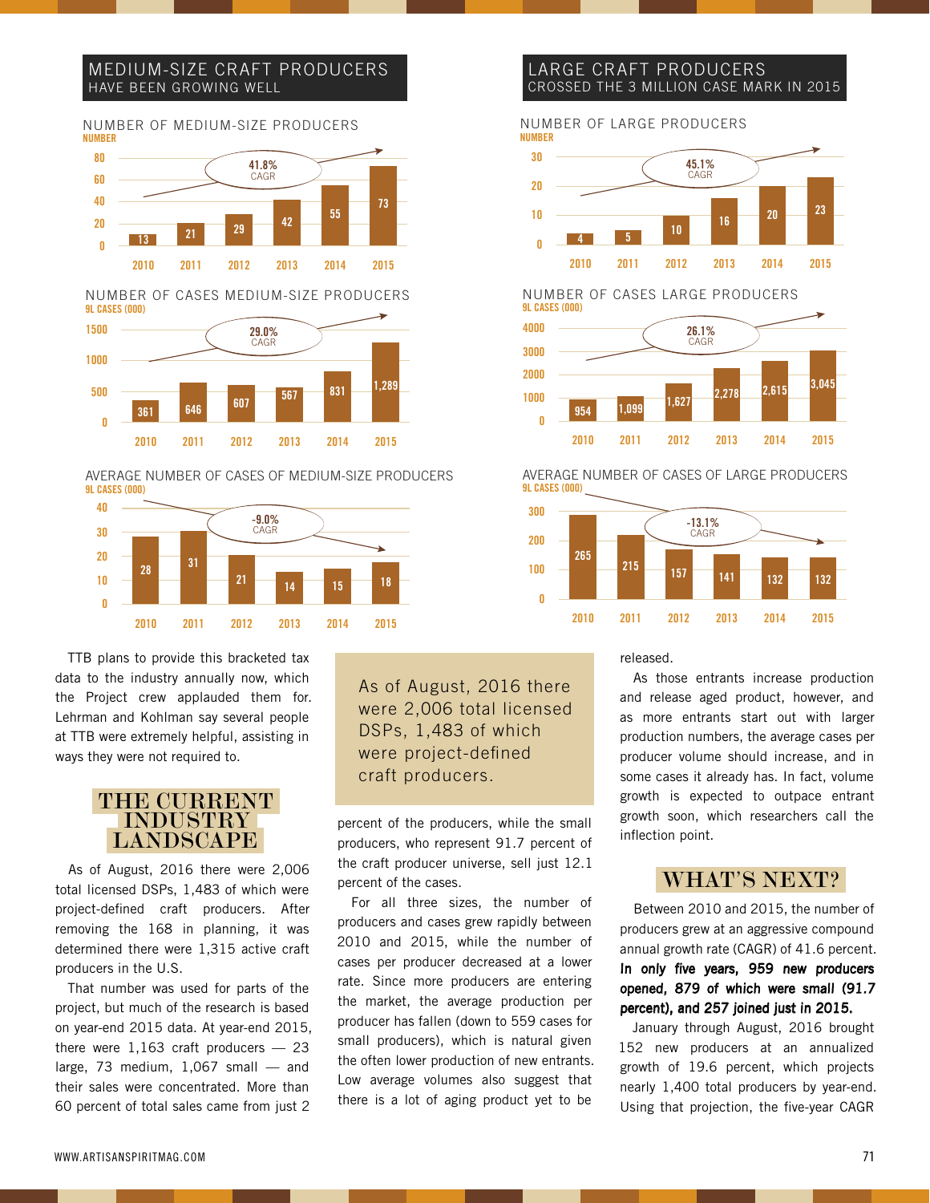## MEDIUM-SIZE CRAFT PRODUCERS
HAVE BEEN GROWING WELL

**NUMBER OF MEDIUM-SIZE PRODUCERS**
NUMBER

| Year | 2010 | 2011 | 2012 | 2013 | 2014 | 2015 |
|---|---|---|---|---|---|---|
| Number | 13 | 21 | 29 | 42 | 55 | 73 |

41.8% CAGR

**NUMBER OF CASES MEDIUM-SIZE PRODUCERS**
9L CASES (000)

| Year | 2010 | 2011 | 2012 | 2013 | 2014 | 2015 |
|---|---|---|---|---|---|---|
| Cases | 361 | 646 | 607 | 567 | 831 | 1,289 |

29.0% CAGR

**AVERAGE NUMBER OF CASES OF MEDIUM-SIZE PRODUCERS**
9L CASES (000)

| Year | 2010 | 2011 | 2012 | 2013 | 2014 | 2015 |
|---|---|---|---|---|---|---|
| Average cases | 28 | 31 | 21 | 14 | 15 | 18 |

-9.0% CAGR

## LARGE CRAFT PRODUCERS
CROSSED THE 3 MILLION CASE MARK IN 2015

**NUMBER OF LARGE PRODUCERS**
NUMBER

| Year | 2010 | 2011 | 2012 | 2013 | 2014 | 2015 |
|---|---|---|---|---|---|---|
| Number | 4 | 5 | 10 | 16 | 20 | 23 |

45.1% CAGR

**NUMBER OF CASES LARGE PRODUCERS**
9L CASES (000)

| Year | 2010 | 2011 | 2012 | 2013 | 2014 | 2015 |
|---|---|---|---|---|---|---|
| Cases | 954 | 1,099 | 1,627 | 2,278 | 2,615 | 3,045 |

26.1% CAGR

**AVERAGE NUMBER OF CASES OF LARGE PRODUCERS**
9L CASES (000)

| Year | 2010 | 2011 | 2012 | 2013 | 2014 | 2015 |
|---|---|---|---|---|---|---|
| Average cases | 265 | 215 | 157 | 141 | 132 | 132 |

-13.1% CAGR

TTB plans to provide this bracketed tax data to the industry annually now, which the Project crew applauded them for. Lehrman and Kohlman say several people at TTB were extremely helpful, assisting in ways they were not required to.

## THE CURRENT INDUSTRY LANDSCAPE

As of August, 2016 there were 2,006 total licensed DSPs, 1,483 of which were project-defined craft producers. After removing the 168 in planning, it was determined there were 1,315 active craft producers in the U.S.

That number was used for parts of the project, but much of the research is based on year-end 2015 data. At year-end 2015, there were 1,163 craft producers — 23 large, 73 medium, 1,067 small — and their sales were concentrated. More than 60 percent of total sales came from just 2 percent of the producers, while the small producers, who represent 91.7 percent of the craft producer universe, sell just 12.1 percent of the cases.

> As of August, 2016 there were 2,006 total licensed DSPs, 1,483 of which were project-defined craft producers.

For all three sizes, the number of producers and cases grew rapidly between 2010 and 2015, while the number of cases per producer decreased at a lower rate. Since more producers are entering the market, the average production per producer has fallen (down to 559 cases for small producers), which is natural given the often lower production of new entrants. Low average volumes also suggest that there is a lot of aging product yet to be released.

As those entrants increase production and release aged product, however, and as more entrants start out with larger production numbers, the average cases per producer volume should increase, and in some cases it already has. In fact, volume growth is expected to outpace entrant growth soon, which researchers call the inflection point.

## WHAT'S NEXT?

Between 2010 and 2015, the number of producers grew at an aggressive compound annual growth rate (CAGR) of 41.6 percent. **In only five years, 959 new producers opened, 879 of which were small (91.7 percent), and 257 joined just in 2015.**

January through August, 2016 brought 152 new producers at an annualized growth of 19.6 percent, which projects nearly 1,400 total producers by year-end. Using that projection, the five-year CAGR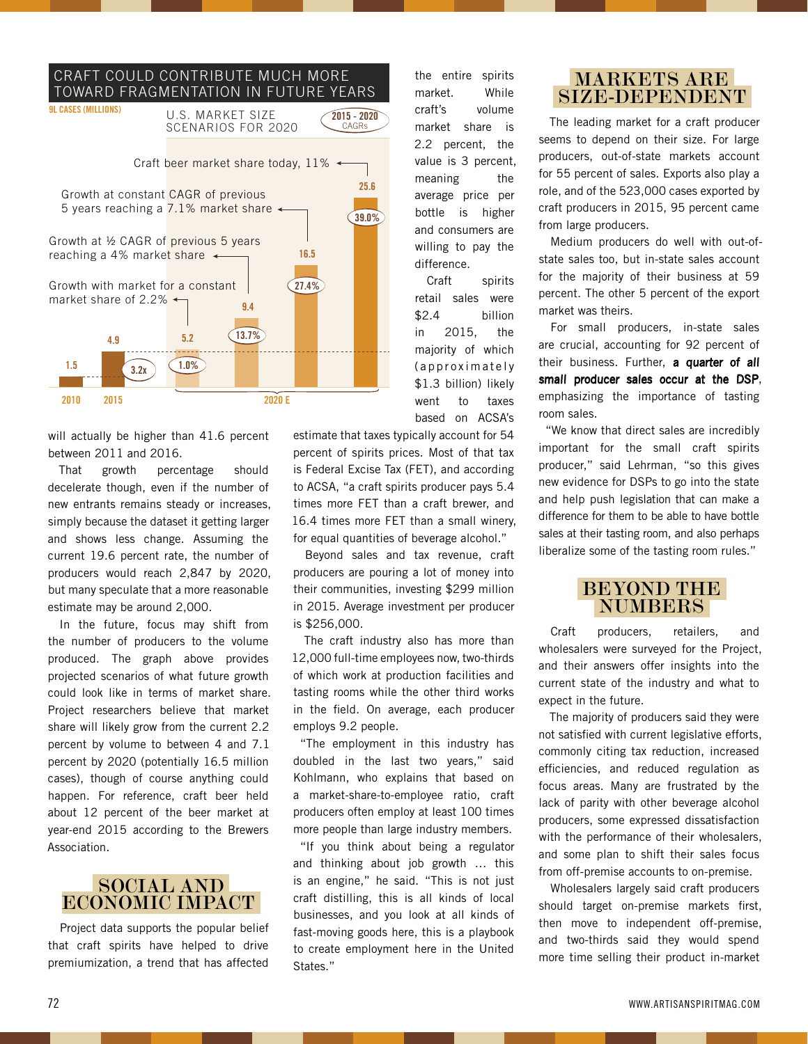## CRAFT COULD CONTRIBUTE MUCH MORE TOWARD FRAGMENTATION IN FUTURE YEARS

9L CASES (MILLIONS)

U.S. MARKET SIZE SCENARIOS FOR 2020

2015 - 2020 CAGRs

| Scenario | 9L Cases (millions) | 2015-2020 CAGR |
|---|---|---|
| 2010 | 1.5 | |
| 2015 | 4.9 | 3.2x |
| 2020 E – Growth with market for a constant market share of 2.2% | 5.2 | 1.0% |
| 2020 E – Growth at ½ CAGR of previous 5 years reaching a 4% market share | 9.4 | 13.7% |
| 2020 E – Growth at constant CAGR of previous 5 years reaching a 7.1% market share | 16.5 | 27.4% |
| 2020 E – Craft beer market share today, 11% | 25.6 | 39.0% |

will actually be higher than 41.6 percent between 2011 and 2016.

That growth percentage should decelerate though, even if the number of new entrants remains steady or increases, simply because the dataset it getting larger and shows less change. Assuming the current 19.6 percent rate, the number of producers would reach 2,847 by 2020, but many speculate that a more reasonable estimate may be around 2,000.

In the future, focus may shift from the number of producers to the volume produced. The graph above provides projected scenarios of what future growth could look like in terms of market share. Project researchers believe that market share will likely grow from the current 2.2 percent by volume to between 4 and 7.1 percent by 2020 (potentially 16.5 million cases), though of course anything could happen. For reference, craft beer held about 12 percent of the beer market at year-end 2015 according to the Brewers Association.

## SOCIAL AND ECONOMIC IMPACT

Project data supports the popular belief that craft spirits have helped to drive premiumization, a trend that has affected the entire spirits market. While craft's volume market share is 2.2 percent, the value is 3 percent, meaning the average price per bottle is higher and consumers are willing to pay the difference.

Craft spirits retail sales were $2.4 billion in 2015, the majority of which (approximately $1.3 billion) likely went to taxes based on ACSA's estimate that taxes typically account for 54 percent of spirits prices. Most of that tax is Federal Excise Tax (FET), and according to ACSA, "a craft spirits producer pays 5.4 times more FET than a craft brewer, and 16.4 times more FET than a small winery, for equal quantities of beverage alcohol."

Beyond sales and tax revenue, craft producers are pouring a lot of money into their communities, investing $299 million in 2015. Average investment per producer is $256,000.

The craft industry also has more than 12,000 full-time employees now, two-thirds of which work at production facilities and tasting rooms while the other third works in the field. On average, each producer employs 9.2 people.

"The employment in this industry has doubled in the last two years," said Kohlmann, who explains that based on a market-share-to-employee ratio, craft producers often employ at least 100 times more people than large industry members.

"If you think about being a regulator and thinking about job growth … this is an engine," he said. "This is not just craft distilling, this is all kinds of local businesses, and you look at all kinds of fast-moving goods here, this is a playbook to create employment here in the United States."

## MARKETS ARE SIZE-DEPENDENT

The leading market for a craft producer seems to depend on their size. For large producers, out-of-state markets account for 55 percent of sales. Exports also play a role, and of the 523,000 cases exported by craft producers in 2015, 95 percent came from large producers.

Medium producers do well with out-of-state sales too, but in-state sales account for the majority of their business at 59 percent. The other 5 percent of the export market was theirs.

For small producers, in-state sales are crucial, accounting for 92 percent of their business. Further, **a quarter of all small producer sales occur at the DSP**, emphasizing the importance of tasting room sales.

"We know that direct sales are incredibly important for the small craft spirits producer," said Lehrman, "so this gives new evidence for DSPs to go into the state and help push legislation that can make a difference for them to be able to have bottle sales at their tasting room, and also perhaps liberalize some of the tasting room rules."

## BEYOND THE NUMBERS

Craft producers, retailers, and wholesalers were surveyed for the Project, and their answers offer insights into the current state of the industry and what to expect in the future.

The majority of producers said they were not satisfied with current legislative efforts, commonly citing tax reduction, increased efficiencies, and reduced regulation as focus areas. Many are frustrated by the lack of parity with other beverage alcohol producers, some expressed dissatisfaction with the performance of their wholesalers, and some plan to shift their sales focus from off-premise accounts to on-premise.

Wholesalers largely said craft producers should target on-premise markets first, then move to independent off-premise, and two-thirds said they would spend more time selling their product in-market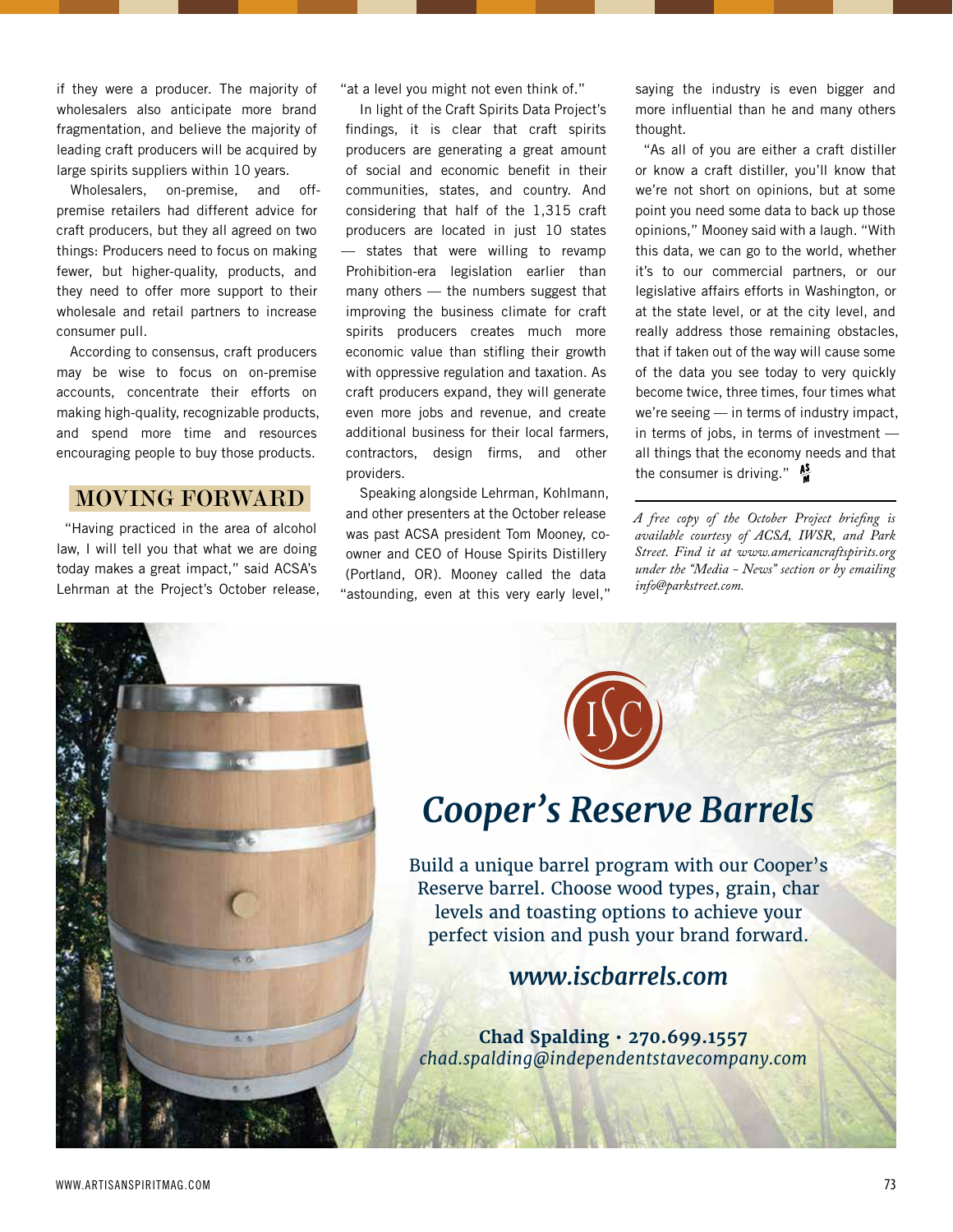if they were a producer. The majority of wholesalers also anticipate more brand fragmentation, and believe the majority of leading craft producers will be acquired by large spirits suppliers within 10 years.

Wholesalers, on-premise, and off-premise retailers had different advice for craft producers, but they all agreed on two things: Producers need to focus on making fewer, but higher-quality, products, and they need to offer more support to their wholesale and retail partners to increase consumer pull.

According to consensus, craft producers may be wise to focus on on-premise accounts, concentrate their efforts on making high-quality, recognizable products, and spend more time and resources encouraging people to buy those products.

## MOVING FORWARD

"Having practiced in the area of alcohol law, I will tell you that what we are doing today makes a great impact," said ACSA's Lehrman at the Project's October release, "at a level you might not even think of."

In light of the Craft Spirits Data Project's findings, it is clear that craft spirits producers are generating a great amount of social and economic benefit in their communities, states, and country. And considering that half of the 1,315 craft producers are located in just 10 states — states that were willing to revamp Prohibition-era legislation earlier than many others — the numbers suggest that improving the business climate for craft spirits producers creates much more economic value than stifling their growth with oppressive regulation and taxation. As craft producers expand, they will generate even more jobs and revenue, and create additional business for their local farmers, contractors, design firms, and other providers.

Speaking alongside Lehrman, Kohlmann, and other presenters at the October release was past ACSA president Tom Mooney, co-owner and CEO of House Spirits Distillery (Portland, OR). Mooney called the data "astounding, even at this very early level," saying the industry is even bigger and more influential than he and many others thought.

"As all of you are either a craft distiller or know a craft distiller, you'll know that we're not short on opinions, but at some point you need some data to back up those opinions," Mooney said with a laugh. "With this data, we can go to the world, whether it's to our commercial partners, or our legislative affairs efforts in Washington, or at the state level, or at the city level, and really address those remaining obstacles, that if taken out of the way will cause some of the data you see today to very quickly become twice, three times, four times what we're seeing — in terms of industry impact, in terms of jobs, in terms of investment — all things that the economy needs and that the consumer is driving."

*A free copy of the October Project briefing is available courtesy of ACSA, IWSR, and Park Street. Find it at www.americancraftspirits.org under the "Media - News" section or by emailing info@parkstreet.com.*

ISC

# Cooper's Reserve Barrels

Build a unique barrel program with our Cooper's Reserve barrel. Choose wood types, grain, char levels and toasting options to achieve your perfect vision and push your brand forward.

*www.iscbarrels.com*

**Chad Spalding · 270.699.1557**
*chad.spalding@independentstavecompany.com*